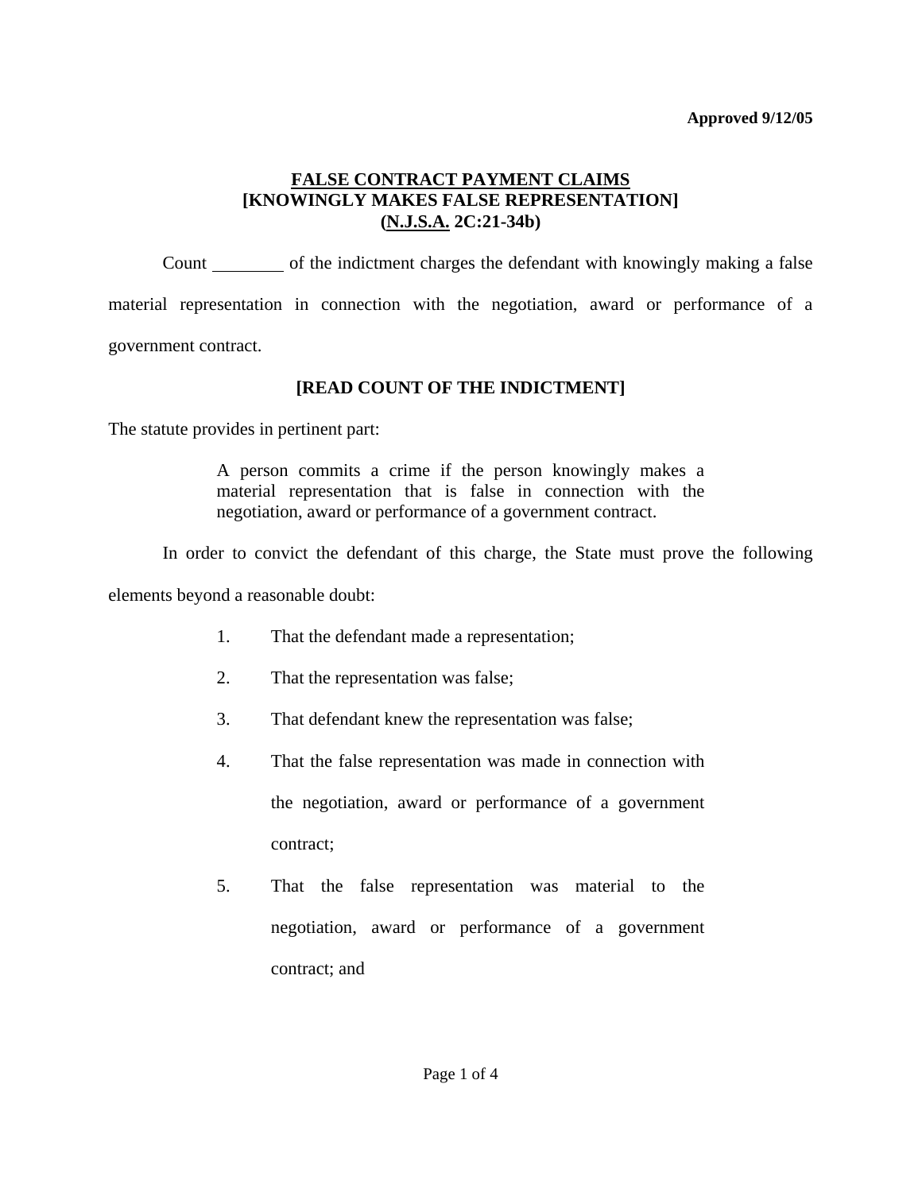**Approved 9/12/05**

# FALSE CONTRACT PAYMENT CLAIMS
## [KNOWINGLY MAKES FALSE REPRESENTATION]
## (N.J.S.A. 2C:21-34b)

Count ________ of the indictment charges the defendant with knowingly making a false material representation in connection with the negotiation, award or performance of a government contract.

**[READ COUNT OF THE INDICTMENT]**

The statute provides in pertinent part:

> A person commits a crime if the person knowingly makes a material representation that is false in connection with the negotiation, award or performance of a government contract.

In order to convict the defendant of this charge, the State must prove the following elements beyond a reasonable doubt:

1. That the defendant made a representation;
2. That the representation was false;
3. That defendant knew the representation was false;
4. That the false representation was made in connection with the negotiation, award or performance of a government contract;
5. That the false representation was material to the negotiation, award or performance of a government contract; and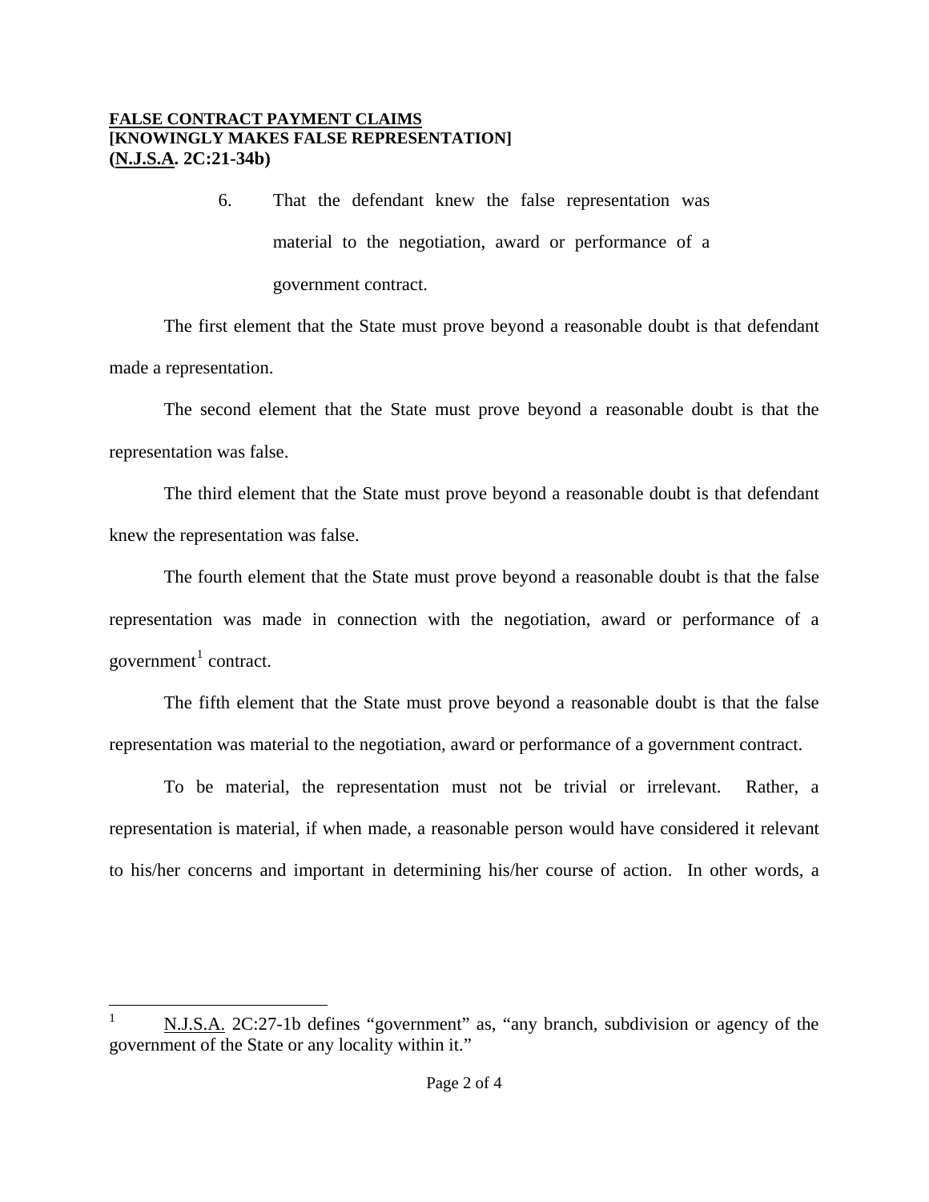**FALSE CONTRACT PAYMENT CLAIMS**
**[KNOWINGLY MAKES FALSE REPRESENTATION]**
**(N.J.S.A. 2C:21-34b)**

6. That the defendant knew the false representation was material to the negotiation, award or performance of a government contract.

The first element that the State must prove beyond a reasonable doubt is that defendant made a representation.

The second element that the State must prove beyond a reasonable doubt is that the representation was false.

The third element that the State must prove beyond a reasonable doubt is that defendant knew the representation was false.

The fourth element that the State must prove beyond a reasonable doubt is that the false representation was made in connection with the negotiation, award or performance of a government[1] contract.

The fifth element that the State must prove beyond a reasonable doubt is that the false representation was material to the negotiation, award or performance of a government contract.

To be material, the representation must not be trivial or irrelevant. Rather, a representation is material, if when made, a reasonable person would have considered it relevant to his/her concerns and important in determining his/her course of action. In other words, a

---

[1] N.J.S.A. 2C:27-1b defines "government" as, "any branch, subdivision or agency of the government of the State or any locality within it."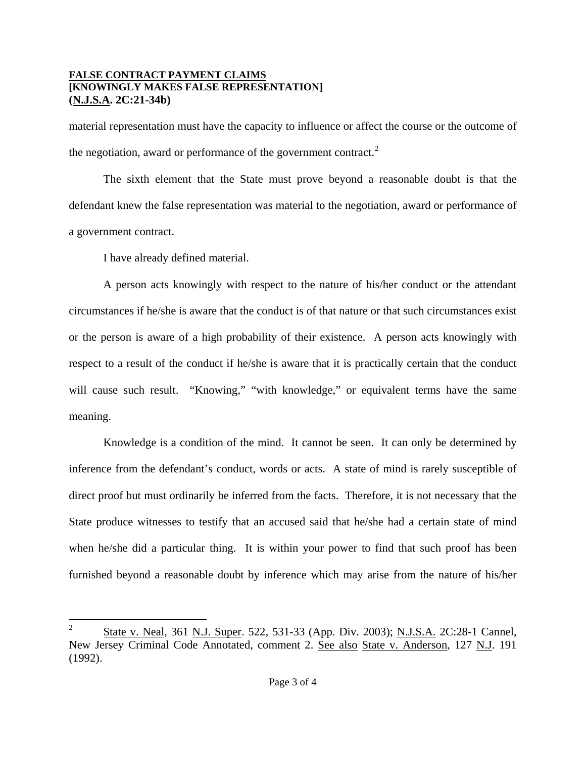material representation must have the capacity to influence or affect the course or the outcome of the negotiation, award or performance of the government contract.[2]

The sixth element that the State must prove beyond a reasonable doubt is that the defendant knew the false representation was material to the negotiation, award or performance of a government contract.

I have already defined material.

A person acts knowingly with respect to the nature of his/her conduct or the attendant circumstances if he/she is aware that the conduct is of that nature or that such circumstances exist or the person is aware of a high probability of their existence. A person acts knowingly with respect to a result of the conduct if he/she is aware that it is practically certain that the conduct will cause such result. "Knowing," "with knowledge," or equivalent terms have the same meaning.

Knowledge is a condition of the mind. It cannot be seen. It can only be determined by inference from the defendant's conduct, words or acts. A state of mind is rarely susceptible of direct proof but must ordinarily be inferred from the facts. Therefore, it is not necessary that the State produce witnesses to testify that an accused said that he/she had a certain state of mind when he/she did a particular thing. It is within your power to find that such proof has been furnished beyond a reasonable doubt by inference which may arise from the nature of his/her

---

[2] State v. Neal, 361 N.J. Super. 522, 531-33 (App. Div. 2003); N.J.S.A. 2C:28-1 Cannel, New Jersey Criminal Code Annotated, comment 2. See also State v. Anderson, 127 N.J. 191 (1992).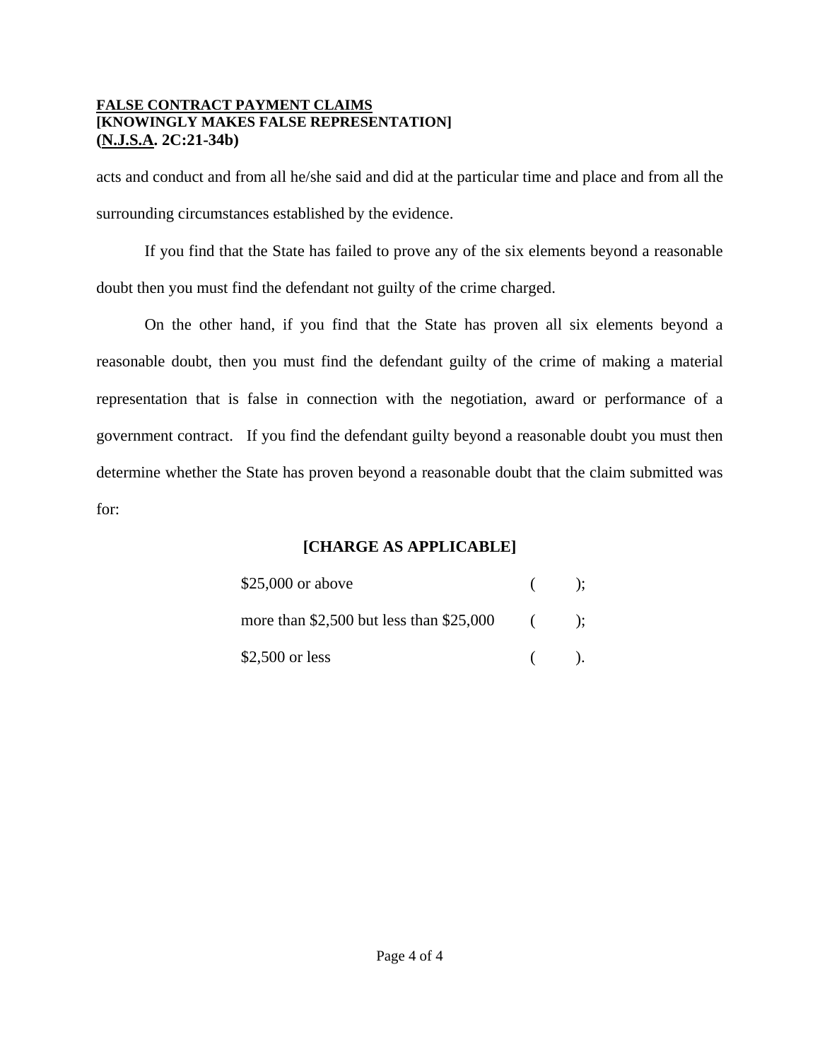acts and conduct and from all he/she said and did at the particular time and place and from all the surrounding circumstances established by the evidence.

If you find that the State has failed to prove any of the six elements beyond a reasonable doubt then you must find the defendant not guilty of the crime charged.

On the other hand, if you find that the State has proven all six elements beyond a reasonable doubt, then you must find the defendant guilty of the crime of making a material representation that is false in connection with the negotiation, award or performance of a government contract. If you find the defendant guilty beyond a reasonable doubt you must then determine whether the State has proven beyond a reasonable doubt that the claim submitted was for:

**[CHARGE AS APPLICABLE]**

| | |
|---|---|
| $25,000 or above | (     ); |
| more than $2,500 but less than $25,000 | (     ); |
| $2,500 or less | (     ). |